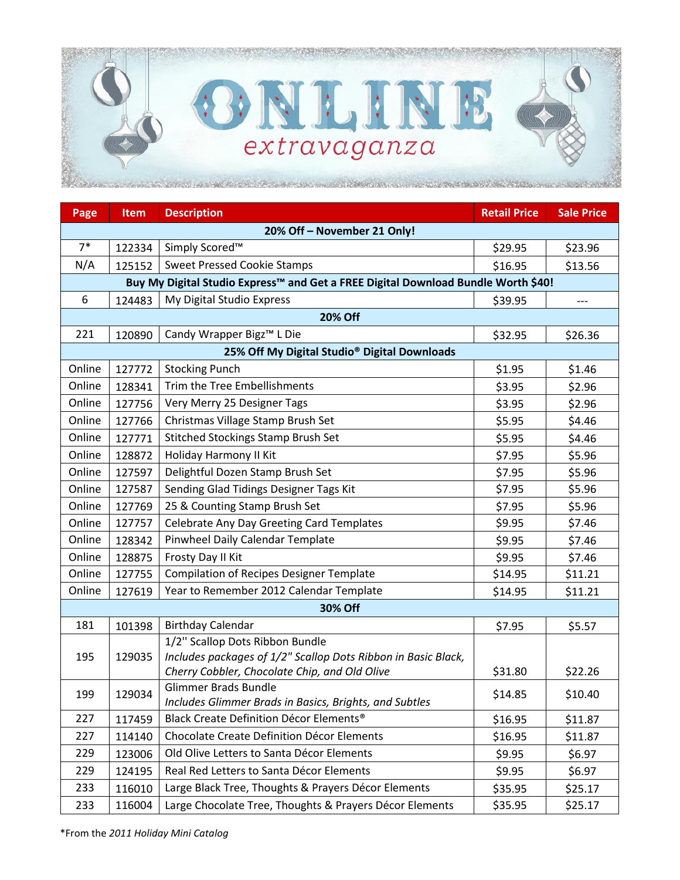# ONLINE extravaganza

| Page | Item | Description | Retail Price | Sale Price |
|---|---|---|---|---|
| **20% Off – November 21 Only!** | | | | |
| 7* | 122334 | Simply Scored™ | $29.95 | $23.96 |
| N/A | 125152 | Sweet Pressed Cookie Stamps | $16.95 | $13.56 |
| **Buy My Digital Studio Express™ and Get a FREE Digital Download Bundle Worth $40!** | | | | |
| 6 | 124483 | My Digital Studio Express | $39.95 | --- |
| **20% Off** | | | | |
| 221 | 120890 | Candy Wrapper Bigz™ L Die | $32.95 | $26.36 |
| **25% Off My Digital Studio® Digital Downloads** | | | | |
| Online | 127772 | Stocking Punch | $1.95 | $1.46 |
| Online | 128341 | Trim the Tree Embellishments | $3.95 | $2.96 |
| Online | 127756 | Very Merry 25 Designer Tags | $3.95 | $2.96 |
| Online | 127766 | Christmas Village Stamp Brush Set | $5.95 | $4.46 |
| Online | 127771 | Stitched Stockings Stamp Brush Set | $5.95 | $4.46 |
| Online | 128872 | Holiday Harmony II Kit | $7.95 | $5.96 |
| Online | 127597 | Delightful Dozen Stamp Brush Set | $7.95 | $5.96 |
| Online | 127587 | Sending Glad Tidings Designer Tags Kit | $7.95 | $5.96 |
| Online | 127769 | 25 & Counting Stamp Brush Set | $7.95 | $5.96 |
| Online | 127757 | Celebrate Any Day Greeting Card Templates | $9.95 | $7.46 |
| Online | 128342 | Pinwheel Daily Calendar Template | $9.95 | $7.46 |
| Online | 128875 | Frosty Day II Kit | $9.95 | $7.46 |
| Online | 127755 | Compilation of Recipes Designer Template | $14.95 | $11.21 |
| Online | 127619 | Year to Remember 2012 Calendar Template | $14.95 | $11.21 |
| **30% Off** | | | | |
| 181 | 101398 | Birthday Calendar | $7.95 | $5.57 |
| 195 | 129035 | 1/2" Scallop Dots Ribbon Bundle<br>*Includes packages of 1/2" Scallop Dots Ribbon in Basic Black, Cherry Cobbler, Chocolate Chip, and Old Olive* | $31.80 | $22.26 |
| 199 | 129034 | Glimmer Brads Bundle<br>*Includes Glimmer Brads in Basics, Brights, and Subtles* | $14.85 | $10.40 |
| 227 | 117459 | Black Create Definition Décor Elements® | $16.95 | $11.87 |
| 227 | 114140 | Chocolate Create Definition Décor Elements | $16.95 | $11.87 |
| 229 | 123006 | Old Olive Letters to Santa Décor Elements | $9.95 | $6.97 |
| 229 | 124195 | Real Red Letters to Santa Décor Elements | $9.95 | $6.97 |
| 233 | 116010 | Large Black Tree, Thoughts & Prayers Décor Elements | $35.95 | $25.17 |
| 233 | 116004 | Large Chocolate Tree, Thoughts & Prayers Décor Elements | $35.95 | $25.17 |

*From the *2011 Holiday Mini Catalog*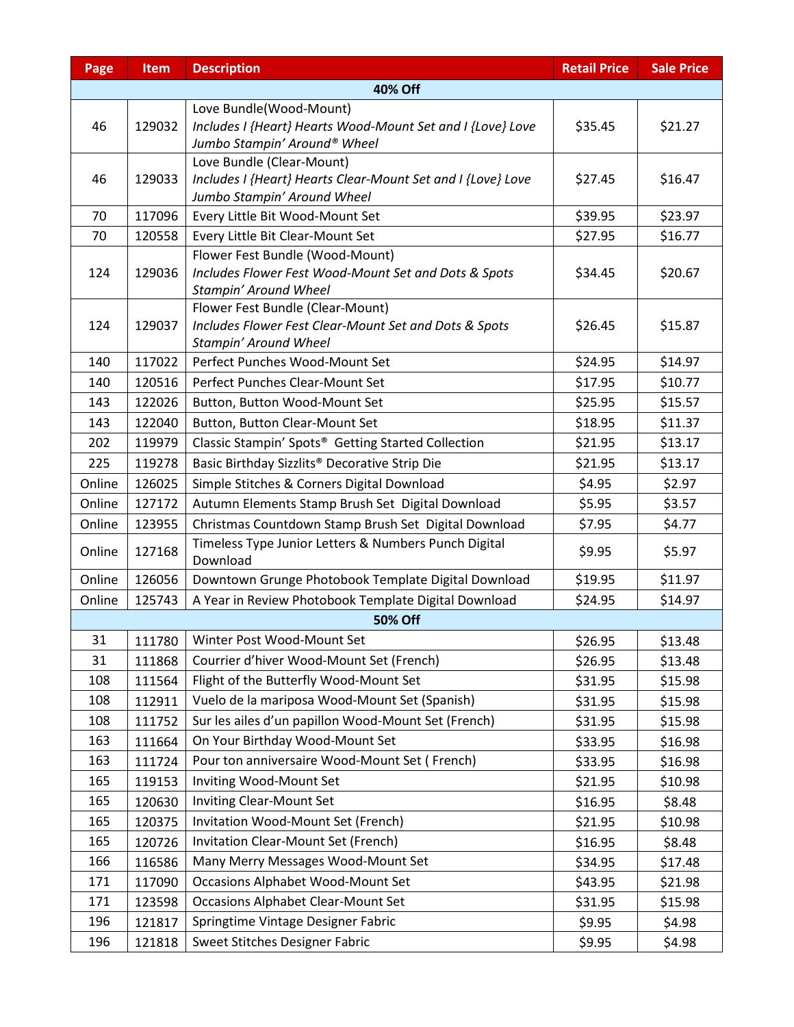| Page | Item | Description | Retail Price | Sale Price |
|---|---|---|---|---|
| **40% Off** | | | | |
| 46 | 129032 | Love Bundle(Wood-Mount) *Includes I {Heart} Hearts Wood-Mount Set and I {Love} Love Jumbo Stampin' Around® Wheel* | $35.45 | $21.27 |
| 46 | 129033 | Love Bundle (Clear-Mount) *Includes I {Heart} Hearts Clear-Mount Set and I {Love} Love Jumbo Stampin' Around Wheel* | $27.45 | $16.47 |
| 70 | 117096 | Every Little Bit Wood-Mount Set | $39.95 | $23.97 |
| 70 | 120558 | Every Little Bit Clear-Mount Set | $27.95 | $16.77 |
| 124 | 129036 | Flower Fest Bundle (Wood-Mount) *Includes Flower Fest Wood-Mount Set and Dots & Spots Stampin' Around Wheel* | $34.45 | $20.67 |
| 124 | 129037 | Flower Fest Bundle (Clear-Mount) *Includes Flower Fest Clear-Mount Set and Dots & Spots Stampin' Around Wheel* | $26.45 | $15.87 |
| 140 | 117022 | Perfect Punches Wood-Mount Set | $24.95 | $14.97 |
| 140 | 120516 | Perfect Punches Clear-Mount Set | $17.95 | $10.77 |
| 143 | 122026 | Button, Button Wood-Mount Set | $25.95 | $15.57 |
| 143 | 122040 | Button, Button Clear-Mount Set | $18.95 | $11.37 |
| 202 | 119979 | Classic Stampin' Spots® Getting Started Collection | $21.95 | $13.17 |
| 225 | 119278 | Basic Birthday Sizzlits® Decorative Strip Die | $21.95 | $13.17 |
| Online | 126025 | Simple Stitches & Corners Digital Download | $4.95 | $2.97 |
| Online | 127172 | Autumn Elements Stamp Brush Set Digital Download | $5.95 | $3.57 |
| Online | 123955 | Christmas Countdown Stamp Brush Set Digital Download | $7.95 | $4.77 |
| Online | 127168 | Timeless Type Junior Letters & Numbers Punch Digital Download | $9.95 | $5.97 |
| Online | 126056 | Downtown Grunge Photobook Template Digital Download | $19.95 | $11.97 |
| Online | 125743 | A Year in Review Photobook Template Digital Download | $24.95 | $14.97 |
| **50% Off** | | | | |
| 31 | 111780 | Winter Post Wood-Mount Set | $26.95 | $13.48 |
| 31 | 111868 | Courrier d'hiver Wood-Mount Set (French) | $26.95 | $13.48 |
| 108 | 111564 | Flight of the Butterfly Wood-Mount Set | $31.95 | $15.98 |
| 108 | 112911 | Vuelo de la mariposa Wood-Mount Set (Spanish) | $31.95 | $15.98 |
| 108 | 111752 | Sur les ailes d'un papillon Wood-Mount Set (French) | $31.95 | $15.98 |
| 163 | 111664 | On Your Birthday Wood-Mount Set | $33.95 | $16.98 |
| 163 | 111724 | Pour ton anniversaire Wood-Mount Set ( French) | $33.95 | $16.98 |
| 165 | 119153 | Inviting Wood-Mount Set | $21.95 | $10.98 |
| 165 | 120630 | Inviting Clear-Mount Set | $16.95 | $8.48 |
| 165 | 120375 | Invitation Wood-Mount Set (French) | $21.95 | $10.98 |
| 165 | 120726 | Invitation Clear-Mount Set (French) | $16.95 | $8.48 |
| 166 | 116586 | Many Merry Messages Wood-Mount Set | $34.95 | $17.48 |
| 171 | 117090 | Occasions Alphabet Wood-Mount Set | $43.95 | $21.98 |
| 171 | 123598 | Occasions Alphabet Clear-Mount Set | $31.95 | $15.98 |
| 196 | 121817 | Springtime Vintage Designer Fabric | $9.95 | $4.98 |
| 196 | 121818 | Sweet Stitches Designer Fabric | $9.95 | $4.98 |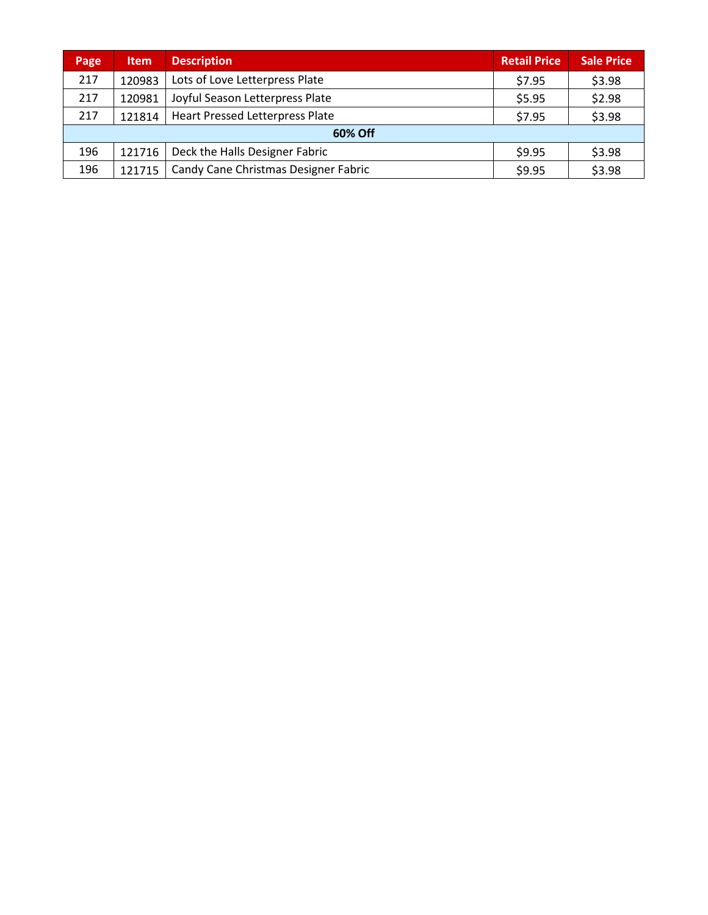| Page | Item | Description | Retail Price | Sale Price |
|---|---|---|---|---|
| 217 | 120983 | Lots of Love Letterpress Plate | $7.95 | $3.98 |
| 217 | 120981 | Joyful Season Letterpress Plate | $5.95 | $2.98 |
| 217 | 121814 | Heart Pressed Letterpress Plate | $7.95 | $3.98 |
| **60% Off** | | | | |
| 196 | 121716 | Deck the Halls Designer Fabric | $9.95 | $3.98 |
| 196 | 121715 | Candy Cane Christmas Designer Fabric | $9.95 | $3.98 |